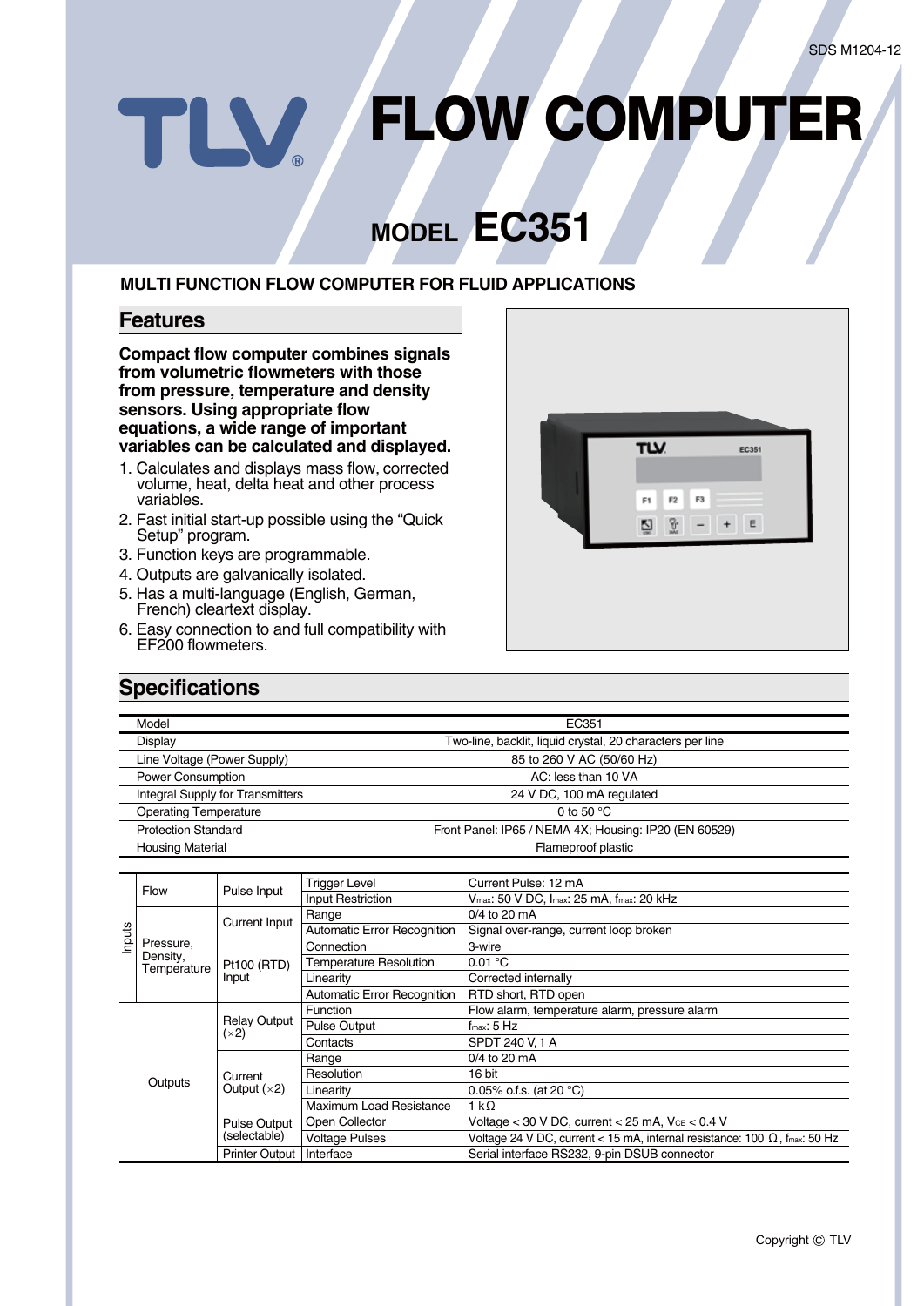SDS M1204-12

# FLOW COMPUTER

## MODEL EC351

**MULTI FUNCTION FLOW COMPUTER FOR FLUID APPLICATIONS**

## Features

**Compact flow computer combines signals from volumetric flowmeters with those from pressure, temperature and density sensors. Using appropriate flow equations, a wide range of important variables can be calculated and displayed.**

1. Calculates and displays mass flow, corrected volume, heat, delta heat and other process variables.
2. Fast initial start-up possible using the "Quick Setup" program.
3. Function keys are programmable.
4. Outputs are galvanically isolated.
5. Has a multi-language (English, German, French) cleartext display.
6. Easy connection to and full compatibility with EF200 flowmeters.

## Specifications

| Model | EC351 |
|---|---|
| Display | Two-line, backlit, liquid crystal, 20 characters per line |
| Line Voltage (Power Supply) | 85 to 260 V AC (50/60 Hz) |
| Power Consumption | AC: less than 10 VA |
| Integral Supply for Transmitters | 24 V DC, 100 mA regulated |
| Operating Temperature | 0 to 50 °C |
| Protection Standard | Front Panel: IP65 / NEMA 4X; Housing: IP20 (EN 60529) |
| Housing Material | Flameproof plastic |

| | | | | |
|---|---|---|---|---|
| Inputs | Flow | Pulse Input | Trigger Level | Current Pulse: 12 mA |
| | | | Input Restriction | $V_{max}$: 50 V DC, $I_{max}$: 25 mA, $f_{max}$: 20 kHz |
| | Pressure, Density, Temperature | Current Input | Range | 0/4 to 20 mA |
| | | | Automatic Error Recognition | Signal over-range, current loop broken |
| | | Pt100 (RTD) Input | Connection | 3-wire |
| | | | Temperature Resolution | 0.01 °C |
| | | | Linearity | Corrected internally |
| | | | Automatic Error Recognition | RTD short, RTD open |
| Outputs | | Relay Output (×2) | Function | Flow alarm, temperature alarm, pressure alarm |
| | | | Pulse Output | $f_{max}$: 5 Hz |
| | | | Contacts | SPDT 240 V, 1 A |
| | | Current Output (×2) | Range | 0/4 to 20 mA |
| | | | Resolution | 16 bit |
| | | | Linearity | 0.05% o.f.s. (at 20 °C) |
| | | | Maximum Load Resistance | 1 kΩ |
| | | Pulse Output (selectable) | Open Collector | Voltage < 30 V DC, current < 25 mA, $V_{CE}$ < 0.4 V |
| | | | Voltage Pulses | Voltage 24 V DC, current < 15 mA, internal resistance: 100 Ω, $f_{max}$: 50 Hz |
| | | Printer Output | Interface | Serial interface RS232, 9-pin DSUB connector |

Copyright © TLV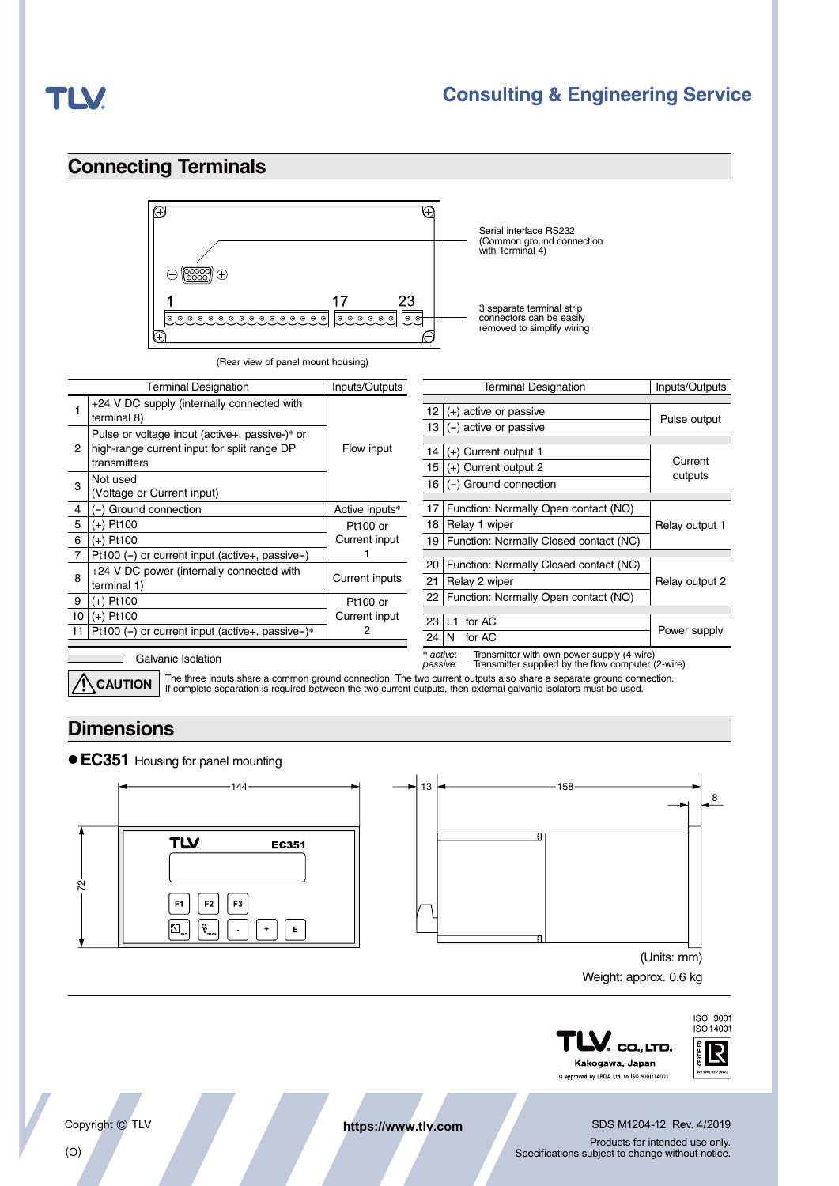## Connecting Terminals

Serial interface RS232 (Common ground connection with Terminal 4)

3 separate terminal strip connectors can be easily removed to simplify wiring

1 17 23

(Rear view of panel mount housing)

| | Terminal Designation | Inputs/Outputs |
|---|---|---|
| 1 | +24 V DC supply (internally connected with terminal 8) | Flow input |
| 2 | Pulse or voltage input (active+, passive-)* or high-range current input for split range DP transmitters | |
| 3 | Not used (Voltage or Current input) | |
| 4 | (–) Ground connection | Active inputs* |
| 5 | (+) Pt100 | Pt100 or Current input 1 |
| 6 | (+) Pt100 | |
| 7 | Pt100 (–) or current input (active+, passive–) | |
| 8 | +24 V DC power (internally connected with terminal 1) | Current inputs |
| 9 | (+) Pt100 | Pt100 or Current input 2 |
| 10 | (+) Pt100 | |
| 11 | Pt100 (–) or current input (active+, passive–)* | |

| | Terminal Designation | Inputs/Outputs |
|---|---|---|
| 12 | (+) active or passive | Pulse output |
| 13 | (–) active or passive | |
| 14 | (+) Current output 1 | Current outputs |
| 15 | (+) Current output 2 | |
| 16 | (–) Ground connection | |
| 17 | Function: Normally Open contact (NO) | Relay output 1 |
| 18 | Relay 1 wiper | |
| 19 | Function: Normally Closed contact (NC) | |
| 20 | Function: Normally Closed contact (NC) | Relay output 2 |
| 21 | Relay 2 wiper | |
| 22 | Function: Normally Open contact (NO) | |
| 23 | L1 for AC | Power supply |
| 24 | N for AC | |

Galvanic Isolation

\* *active*: Transmitter with own power supply (4-wire)
*passive*: Transmitter supplied by the flow computer (2-wire)

**CAUTION** The three inputs share a common ground connection. The two current outputs also share a separate ground connection. If complete separation is required between the two current outputs, then external galvanic isolators must be used.

## Dimensions

● **EC351** Housing for panel mounting

144
72
TLV EC351
F1 F2 F3
13 158 8

(Units: mm)

Weight: approx. 0.6 kg

TLV. CO., LTD.
Kakogawa, Japan
is approved by LRQA Ltd. to ISO 9001/14001

ISO 9001
ISO 14001

Copyright © TLV

https://www.tlv.com

SDS M1204-12 Rev. 4/2019

(O)

Products for intended use only.
Specifications subject to change without notice.